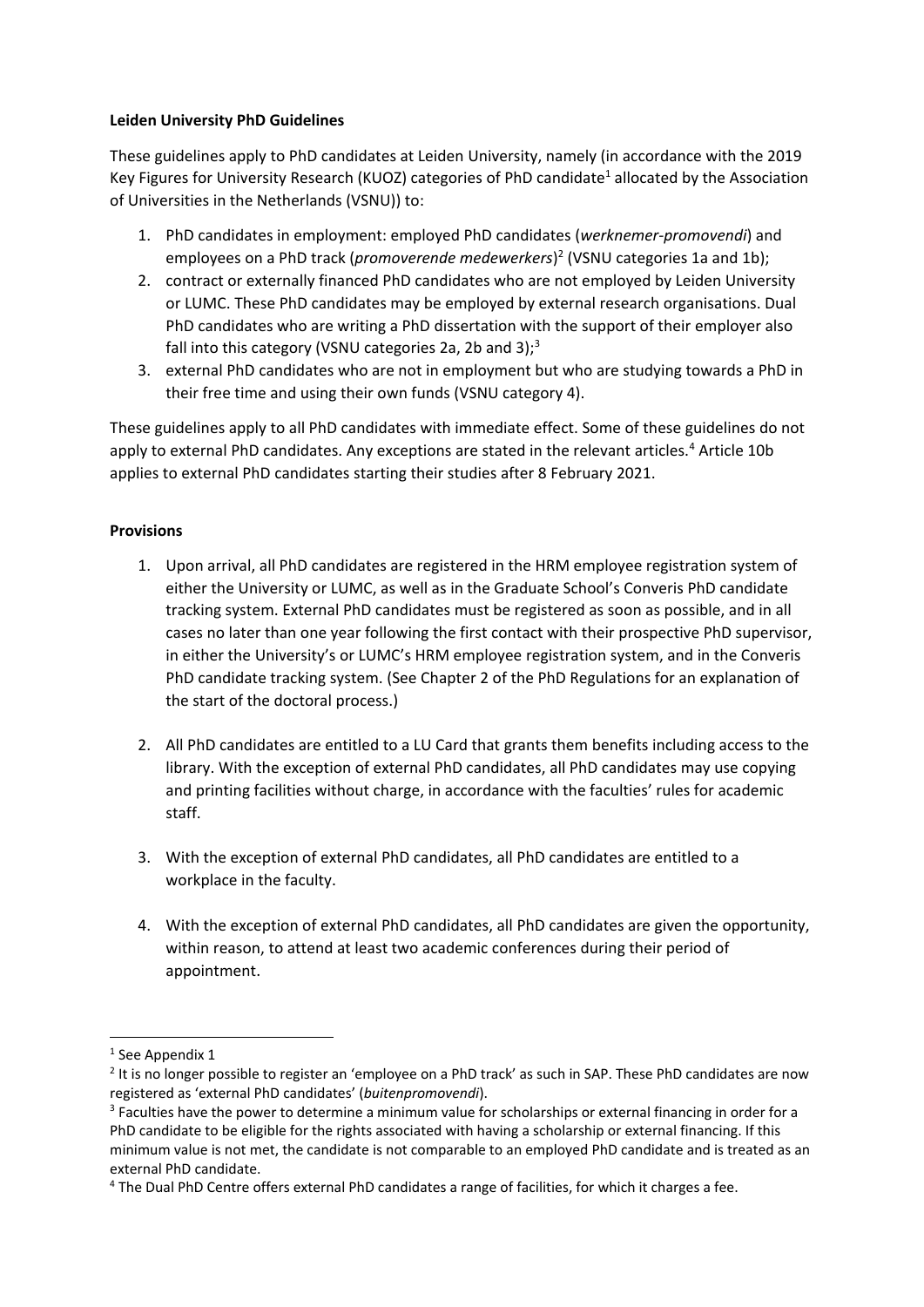**Leiden University PhD Guidelines**

These guidelines apply to PhD candidates at Leiden University, namely (in accordance with the 2019 Key Figures for University Research (KUOZ) categories of PhD candidate[1] allocated by the Association of Universities in the Netherlands (VSNU)) to:

1. PhD candidates in employment: employed PhD candidates (*werknemer-promovendi*) and employees on a PhD track (*promoverende medewerkers*)[2] (VSNU categories 1a and 1b);
2. contract or externally financed PhD candidates who are not employed by Leiden University or LUMC. These PhD candidates may be employed by external research organisations. Dual PhD candidates who are writing a PhD dissertation with the support of their employer also fall into this category (VSNU categories 2a, 2b and 3);[3]
3. external PhD candidates who are not in employment but who are studying towards a PhD in their free time and using their own funds (VSNU category 4).

These guidelines apply to all PhD candidates with immediate effect. Some of these guidelines do not apply to external PhD candidates. Any exceptions are stated in the relevant articles.[4] Article 10b applies to external PhD candidates starting their studies after 8 February 2021.

**Provisions**

1. Upon arrival, all PhD candidates are registered in the HRM employee registration system of either the University or LUMC, as well as in the Graduate School's Converis PhD candidate tracking system. External PhD candidates must be registered as soon as possible, and in all cases no later than one year following the first contact with their prospective PhD supervisor, in either the University's or LUMC's HRM employee registration system, and in the Converis PhD candidate tracking system. (See Chapter 2 of the PhD Regulations for an explanation of the start of the doctoral process.)

2. All PhD candidates are entitled to a LU Card that grants them benefits including access to the library. With the exception of external PhD candidates, all PhD candidates may use copying and printing facilities without charge, in accordance with the faculties' rules for academic staff.

3. With the exception of external PhD candidates, all PhD candidates are entitled to a workplace in the faculty.

4. With the exception of external PhD candidates, all PhD candidates are given the opportunity, within reason, to attend at least two academic conferences during their period of appointment.

---

[1] See Appendix 1

[2] It is no longer possible to register an 'employee on a PhD track' as such in SAP. These PhD candidates are now registered as 'external PhD candidates' (*buitenpromovendi*).

[3] Faculties have the power to determine a minimum value for scholarships or external financing in order for a PhD candidate to be eligible for the rights associated with having a scholarship or external financing. If this minimum value is not met, the candidate is not comparable to an employed PhD candidate and is treated as an external PhD candidate.

[4] The Dual PhD Centre offers external PhD candidates a range of facilities, for which it charges a fee.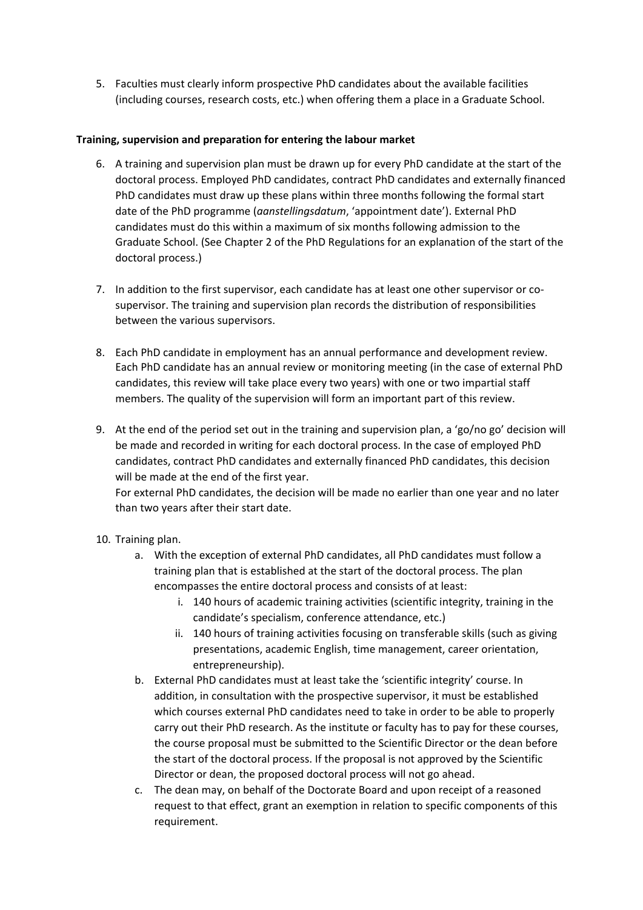5. Faculties must clearly inform prospective PhD candidates about the available facilities (including courses, research costs, etc.) when offering them a place in a Graduate School.

**Training, supervision and preparation for entering the labour market**

6. A training and supervision plan must be drawn up for every PhD candidate at the start of the doctoral process. Employed PhD candidates, contract PhD candidates and externally financed PhD candidates must draw up these plans within three months following the formal start date of the PhD programme (*aanstellingsdatum*, 'appointment date'). External PhD candidates must do this within a maximum of six months following admission to the Graduate School. (See Chapter 2 of the PhD Regulations for an explanation of the start of the doctoral process.)

7. In addition to the first supervisor, each candidate has at least one other supervisor or co-supervisor. The training and supervision plan records the distribution of responsibilities between the various supervisors.

8. Each PhD candidate in employment has an annual performance and development review. Each PhD candidate has an annual review or monitoring meeting (in the case of external PhD candidates, this review will take place every two years) with one or two impartial staff members. The quality of the supervision will form an important part of this review.

9. At the end of the period set out in the training and supervision plan, a 'go/no go' decision will be made and recorded in writing for each doctoral process. In the case of employed PhD candidates, contract PhD candidates and externally financed PhD candidates, this decision will be made at the end of the first year.
   For external PhD candidates, the decision will be made no earlier than one year and no later than two years after their start date.

10. Training plan.
    a. With the exception of external PhD candidates, all PhD candidates must follow a training plan that is established at the start of the doctoral process. The plan encompasses the entire doctoral process and consists of at least:
       i. 140 hours of academic training activities (scientific integrity, training in the candidate's specialism, conference attendance, etc.)
       ii. 140 hours of training activities focusing on transferable skills (such as giving presentations, academic English, time management, career orientation, entrepreneurship).
    b. External PhD candidates must at least take the 'scientific integrity' course. In addition, in consultation with the prospective supervisor, it must be established which courses external PhD candidates need to take in order to be able to properly carry out their PhD research. As the institute or faculty has to pay for these courses, the course proposal must be submitted to the Scientific Director or the dean before the start of the doctoral process. If the proposal is not approved by the Scientific Director or dean, the proposed doctoral process will not go ahead.
    c. The dean may, on behalf of the Doctorate Board and upon receipt of a reasoned request to that effect, grant an exemption in relation to specific components of this requirement.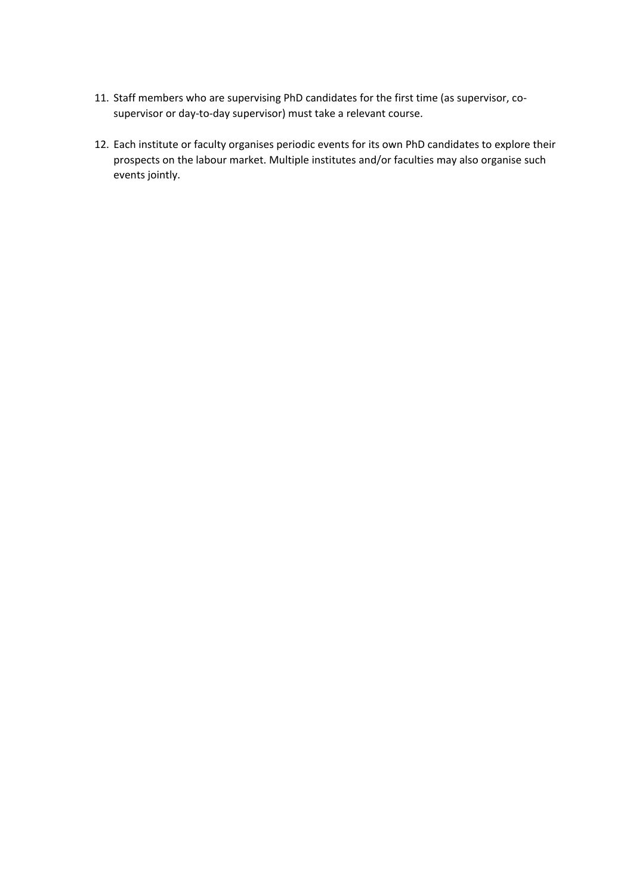11. Staff members who are supervising PhD candidates for the first time (as supervisor, co-supervisor or day-to-day supervisor) must take a relevant course.

12. Each institute or faculty organises periodic events for its own PhD candidates to explore their prospects on the labour market. Multiple institutes and/or faculties may also organise such events jointly.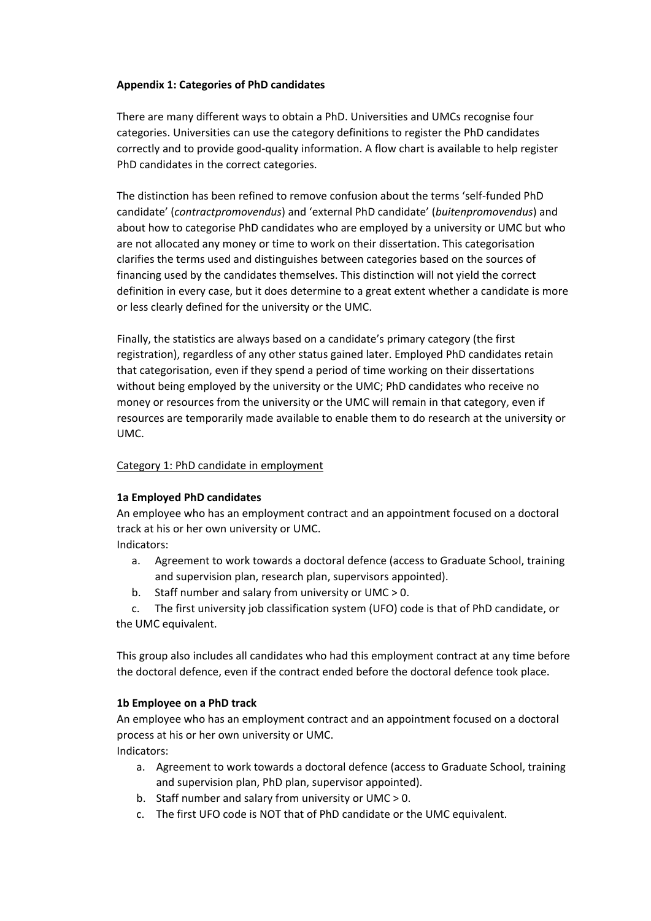**Appendix 1: Categories of PhD candidates**

There are many different ways to obtain a PhD. Universities and UMCs recognise four categories. Universities can use the category definitions to register the PhD candidates correctly and to provide good-quality information. A flow chart is available to help register PhD candidates in the correct categories.

The distinction has been refined to remove confusion about the terms 'self-funded PhD candidate' (*contractpromovendus*) and 'external PhD candidate' (*buitenpromovendus*) and about how to categorise PhD candidates who are employed by a university or UMC but who are not allocated any money or time to work on their dissertation. This categorisation clarifies the terms used and distinguishes between categories based on the sources of financing used by the candidates themselves. This distinction will not yield the correct definition in every case, but it does determine to a great extent whether a candidate is more or less clearly defined for the university or the UMC.

Finally, the statistics are always based on a candidate's primary category (the first registration), regardless of any other status gained later. Employed PhD candidates retain that categorisation, even if they spend a period of time working on their dissertations without being employed by the university or the UMC; PhD candidates who receive no money or resources from the university or the UMC will remain in that category, even if resources are temporarily made available to enable them to do research at the university or UMC.

<u>Category 1: PhD candidate in employment</u>

**1a Employed PhD candidates**

An employee who has an employment contract and an appointment focused on a doctoral track at his or her own university or UMC.

Indicators:

a. Agreement to work towards a doctoral defence (access to Graduate School, training and supervision plan, research plan, supervisors appointed).
b. Staff number and salary from university or UMC > 0.
c. The first university job classification system (UFO) code is that of PhD candidate, or the UMC equivalent.

This group also includes all candidates who had this employment contract at any time before the doctoral defence, even if the contract ended before the doctoral defence took place.

**1b Employee on a PhD track**

An employee who has an employment contract and an appointment focused on a doctoral process at his or her own university or UMC.

Indicators:

a. Agreement to work towards a doctoral defence (access to Graduate School, training and supervision plan, PhD plan, supervisor appointed).
b. Staff number and salary from university or UMC > 0.
c. The first UFO code is NOT that of PhD candidate or the UMC equivalent.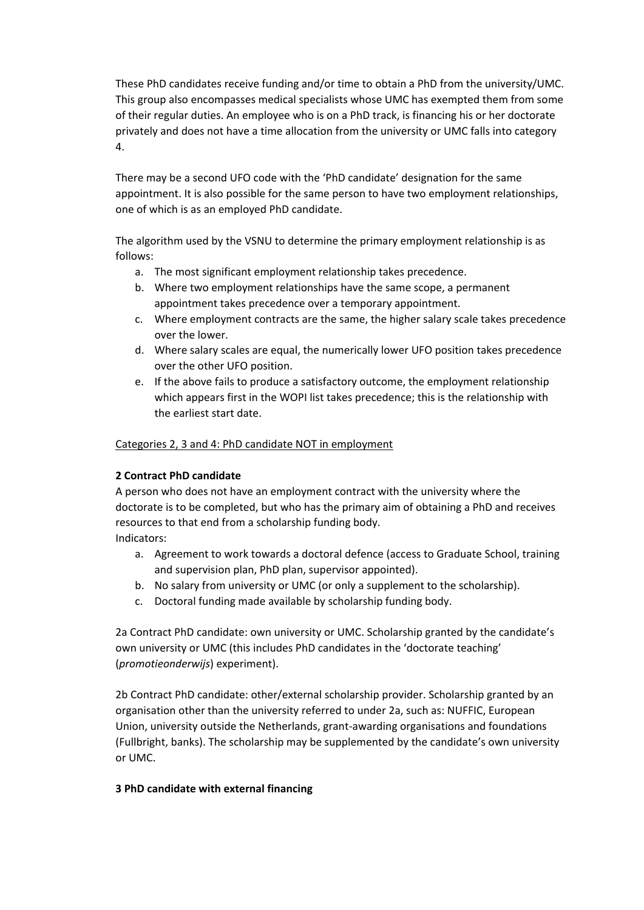These PhD candidates receive funding and/or time to obtain a PhD from the university/UMC. This group also encompasses medical specialists whose UMC has exempted them from some of their regular duties. An employee who is on a PhD track, is financing his or her doctorate privately and does not have a time allocation from the university or UMC falls into category 4.

There may be a second UFO code with the 'PhD candidate' designation for the same appointment. It is also possible for the same person to have two employment relationships, one of which is as an employed PhD candidate.

The algorithm used by the VSNU to determine the primary employment relationship is as follows:

a. The most significant employment relationship takes precedence.
b. Where two employment relationships have the same scope, a permanent appointment takes precedence over a temporary appointment.
c. Where employment contracts are the same, the higher salary scale takes precedence over the lower.
d. Where salary scales are equal, the numerically lower UFO position takes precedence over the other UFO position.
e. If the above fails to produce a satisfactory outcome, the employment relationship which appears first in the WOPI list takes precedence; this is the relationship with the earliest start date.

<u>Categories 2, 3 and 4: PhD candidate NOT in employment</u>

**2 Contract PhD candidate**

A person who does not have an employment contract with the university where the doctorate is to be completed, but who has the primary aim of obtaining a PhD and receives resources to that end from a scholarship funding body.
Indicators:

a. Agreement to work towards a doctoral defence (access to Graduate School, training and supervision plan, PhD plan, supervisor appointed).
b. No salary from university or UMC (or only a supplement to the scholarship).
c. Doctoral funding made available by scholarship funding body.

2a Contract PhD candidate: own university or UMC. Scholarship granted by the candidate's own university or UMC (this includes PhD candidates in the 'doctorate teaching' (*promotieonderwijs*) experiment).

2b Contract PhD candidate: other/external scholarship provider. Scholarship granted by an organisation other than the university referred to under 2a, such as: NUFFIC, European Union, university outside the Netherlands, grant-awarding organisations and foundations (Fullbright, banks). The scholarship may be supplemented by the candidate's own university or UMC.

**3 PhD candidate with external financing**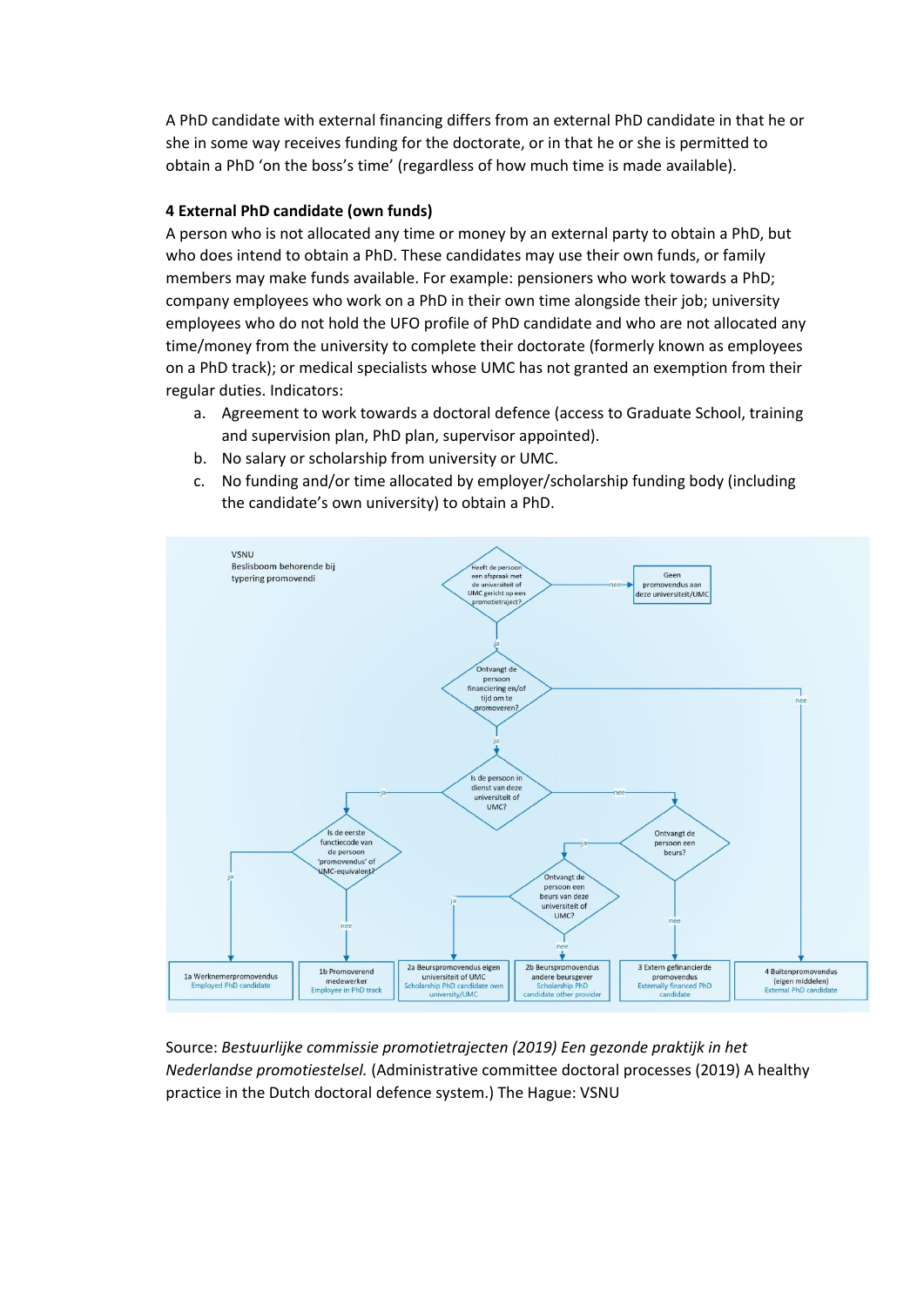A PhD candidate with external financing differs from an external PhD candidate in that he or she in some way receives funding for the doctorate, or in that he or she is permitted to obtain a PhD 'on the boss's time' (regardless of how much time is made available).

**4 External PhD candidate (own funds)**

A person who is not allocated any time or money by an external party to obtain a PhD, but who does intend to obtain a PhD. These candidates may use their own funds, or family members may make funds available. For example: pensioners who work towards a PhD; company employees who work on a PhD in their own time alongside their job; university employees who do not hold the UFO profile of PhD candidate and who are not allocated any time/money from the university to complete their doctorate (formerly known as employees on a PhD track); or medical specialists whose UMC has not granted an exemption from their regular duties. Indicators:

a. Agreement to work towards a doctoral defence (access to Graduate School, training and supervision plan, PhD plan, supervisor appointed).
b. No salary or scholarship from university or UMC.
c. No funding and/or time allocated by employer/scholarship funding body (including the candidate's own university) to obtain a PhD.

VSNU
Beslisboom behorende bij typering promovendi

Heeft de persoon een afspraak met de universiteit of UMC gericht op een promotietraject?
nee
Geen promovendus aan deze universiteit/UMC
ja
Ontvangt de persoon financiering en/of tijd om te promoveren?
nee
ja
Is de persoon in dienst van deze universiteit of UMC?
ja
nee
Is de eerste functiecode van de persoon 'promovendus' of UMC-equivalent?
ja
nee
Ontvangt de persoon een beurs?
ja
nee
Ontvangt de persoon een beurs van deze universiteit of UMC?
ja
nee

1a Werknemerpromovendus
Employed PhD candidate
1b Promoverend medewerker
Employee in PhD track
2a Beurspromovendus eigen universiteit of UMC
Scholarship PhD candidate own university/UMC
2b Beurspromovendus andere beursgever
Scholarship PhD candidate other provider
3 Extern gefinancierde promovendus
Externally financed PhD candidate
4 Buitenpromovendus (eigen middelen)
External PhD candidate

Source: *Bestuurlijke commissie promotietrajecten (2019) Een gezonde praktijk in het Nederlandse promotiestelsel.* (Administrative committee doctoral processes (2019) A healthy practice in the Dutch doctoral defence system.) The Hague: VSNU